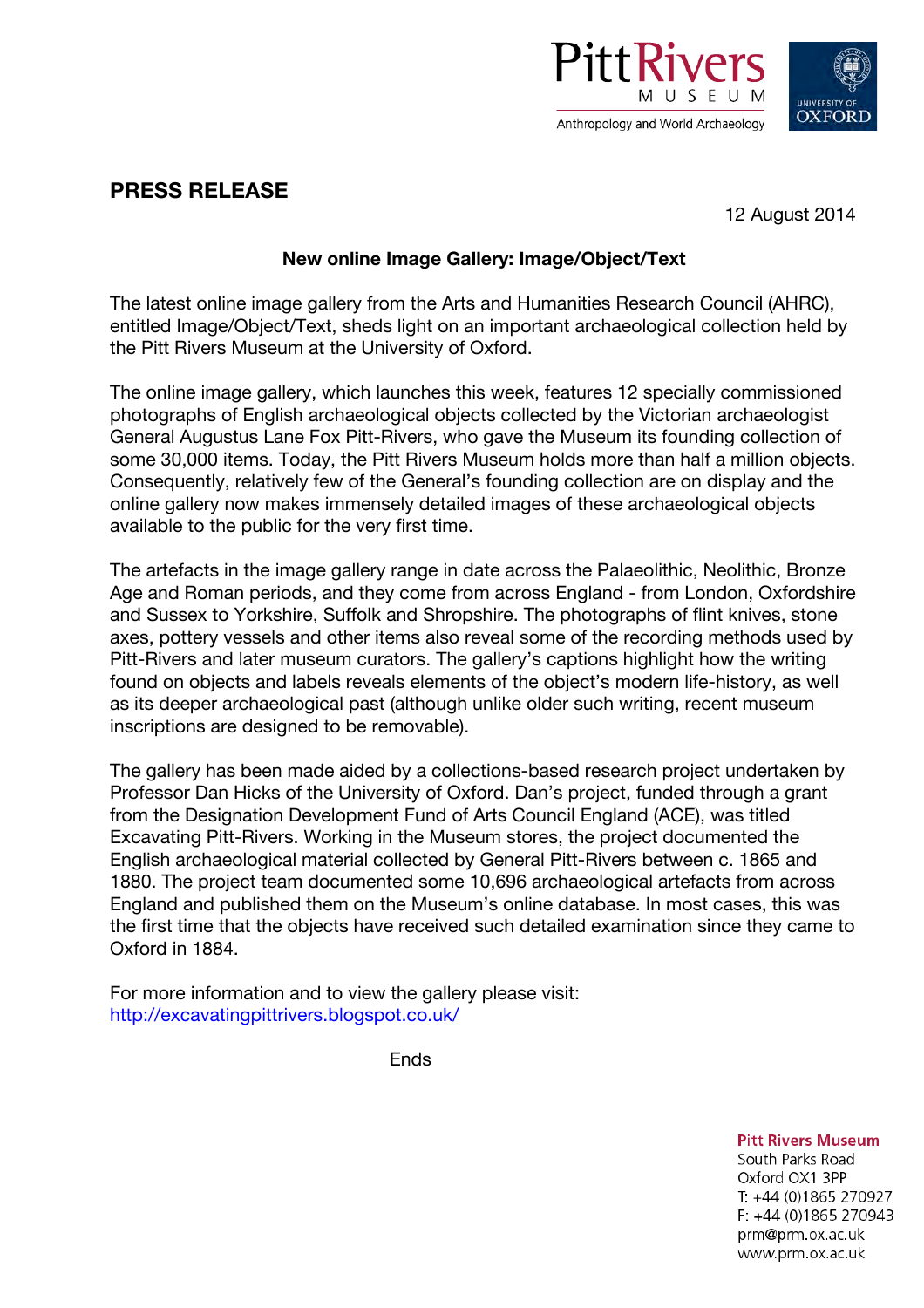Pitt Rivers MUSEUM
Anthropology and World Archaeology

UNIVERSITY OF OXFORD

## PRESS RELEASE

12 August 2014

### New online Image Gallery: Image/Object/Text

The latest online image gallery from the Arts and Humanities Research Council (AHRC), entitled Image/Object/Text, sheds light on an important archaeological collection held by the Pitt Rivers Museum at the University of Oxford.

The online image gallery, which launches this week, features 12 specially commissioned photographs of English archaeological objects collected by the Victorian archaeologist General Augustus Lane Fox Pitt-Rivers, who gave the Museum its founding collection of some 30,000 items. Today, the Pitt Rivers Museum holds more than half a million objects. Consequently, relatively few of the General's founding collection are on display and the online gallery now makes immensely detailed images of these archaeological objects available to the public for the very first time.

The artefacts in the image gallery range in date across the Palaeolithic, Neolithic, Bronze Age and Roman periods, and they come from across England - from London, Oxfordshire and Sussex to Yorkshire, Suffolk and Shropshire. The photographs of flint knives, stone axes, pottery vessels and other items also reveal some of the recording methods used by Pitt-Rivers and later museum curators. The gallery's captions highlight how the writing found on objects and labels reveals elements of the object's modern life-history, as well as its deeper archaeological past (although unlike older such writing, recent museum inscriptions are designed to be removable).

The gallery has been made aided by a collections-based research project undertaken by Professor Dan Hicks of the University of Oxford. Dan's project, funded through a grant from the Designation Development Fund of Arts Council England (ACE), was titled Excavating Pitt-Rivers. Working in the Museum stores, the project documented the English archaeological material collected by General Pitt-Rivers between c. 1865 and 1880. The project team documented some 10,696 archaeological artefacts from across England and published them on the Museum's online database. In most cases, this was the first time that the objects have received such detailed examination since they came to Oxford in 1884.

For more information and to view the gallery please visit:
http://excavatingpittrivers.blogspot.co.uk/

Ends

**Pitt Rivers Museum**
South Parks Road
Oxford OX1 3PP
T: +44 (0)1865 270927
F: +44 (0)1865 270943
prm@prm.ox.ac.uk
www.prm.ox.ac.uk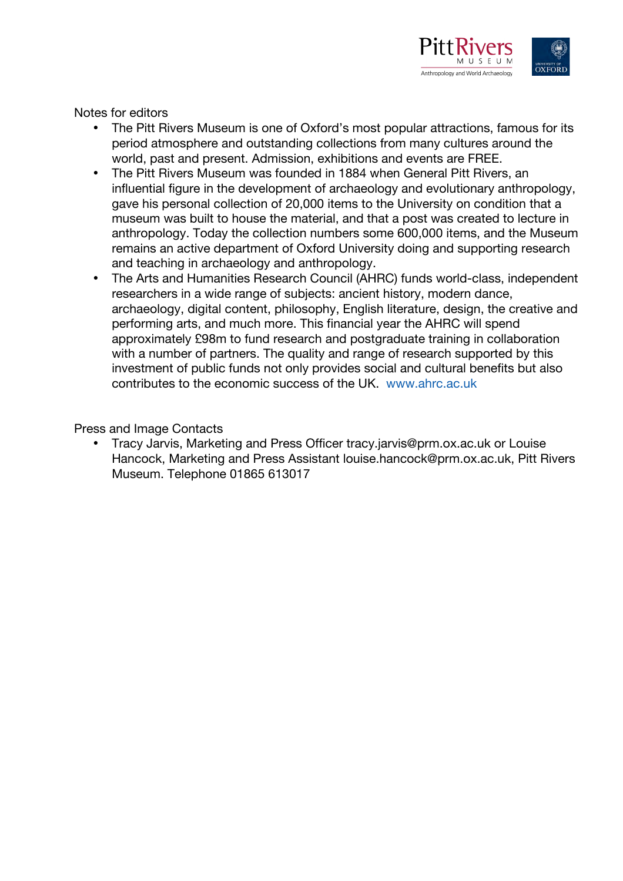Notes for editors

- The Pitt Rivers Museum is one of Oxford's most popular attractions, famous for its period atmosphere and outstanding collections from many cultures around the world, past and present. Admission, exhibitions and events are FREE.
- The Pitt Rivers Museum was founded in 1884 when General Pitt Rivers, an influential figure in the development of archaeology and evolutionary anthropology, gave his personal collection of 20,000 items to the University on condition that a museum was built to house the material, and that a post was created to lecture in anthropology. Today the collection numbers some 600,000 items, and the Museum remains an active department of Oxford University doing and supporting research and teaching in archaeology and anthropology.
- The Arts and Humanities Research Council (AHRC) funds world-class, independent researchers in a wide range of subjects: ancient history, modern dance, archaeology, digital content, philosophy, English literature, design, the creative and performing arts, and much more. This financial year the AHRC will spend approximately £98m to fund research and postgraduate training in collaboration with a number of partners. The quality and range of research supported by this investment of public funds not only provides social and cultural benefits but also contributes to the economic success of the UK. www.ahrc.ac.uk

Press and Image Contacts

- Tracy Jarvis, Marketing and Press Officer tracy.jarvis@prm.ox.ac.uk or Louise Hancock, Marketing and Press Assistant louise.hancock@prm.ox.ac.uk, Pitt Rivers Museum. Telephone 01865 613017